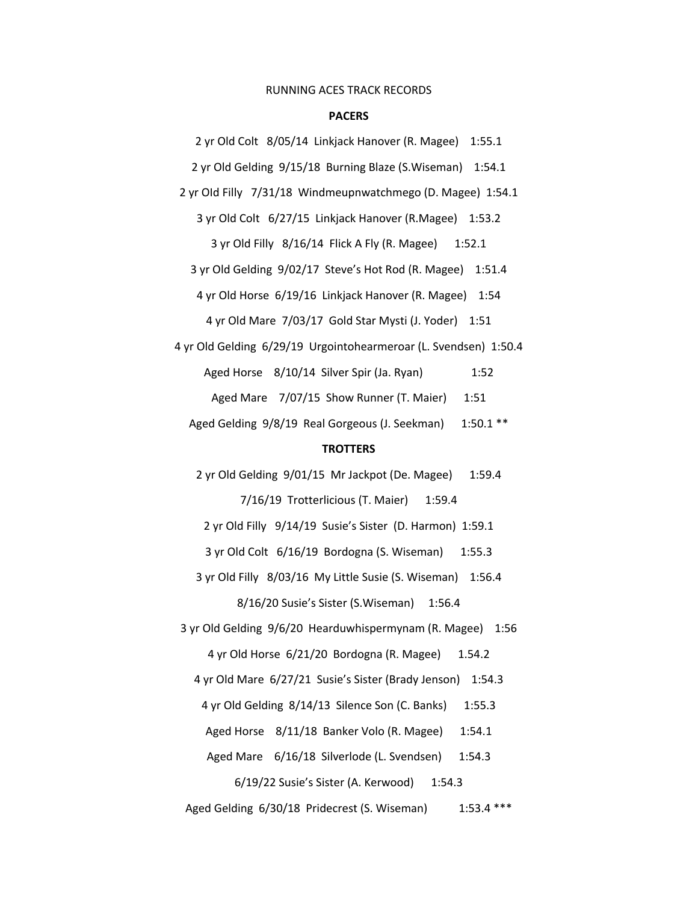RUNNING ACES TRACK RECORDS

**PACERS**

2 yr Old Colt 8/05/14 Linkjack Hanover (R. Magee) 1:55.1

2 yr Old Gelding 9/15/18 Burning Blaze (S.Wiseman) 1:54.1

2 yr Old Filly 7/31/18 Windmeupnwatchmego (D. Magee) 1:54.1

3 yr Old Colt 6/27/15 Linkjack Hanover (R.Magee) 1:53.2

3 yr Old Filly 8/16/14 Flick A Fly (R. Magee) 1:52.1

3 yr Old Gelding 9/02/17 Steve's Hot Rod (R. Magee) 1:51.4

4 yr Old Horse 6/19/16 Linkjack Hanover (R. Magee) 1:54

4 yr Old Mare 7/03/17 Gold Star Mysti (J. Yoder) 1:51

4 yr Old Gelding 6/29/19 Urgointohearmeroar (L. Svendsen) 1:50.4

Aged Horse 8/10/14 Silver Spir (Ja. Ryan) 1:52

Aged Mare 7/07/15 Show Runner (T. Maier) 1:51

Aged Gelding 9/8/19 Real Gorgeous (J. Seekman) 1:50.1 **

**TROTTERS**

2 yr Old Gelding 9/01/15 Mr Jackpot (De. Magee) 1:59.4

7/16/19 Trotterlicious (T. Maier) 1:59.4

2 yr Old Filly 9/14/19 Susie's Sister (D. Harmon) 1:59.1

3 yr Old Colt 6/16/19 Bordogna (S. Wiseman) 1:55.3

3 yr Old Filly 8/03/16 My Little Susie (S. Wiseman) 1:56.4

8/16/20 Susie's Sister (S.Wiseman) 1:56.4

3 yr Old Gelding 9/6/20 Hearduwhispermynam (R. Magee) 1:56

4 yr Old Horse 6/21/20 Bordogna (R. Magee) 1.54.2

4 yr Old Mare 6/27/21 Susie's Sister (Brady Jenson) 1:54.3

4 yr Old Gelding 8/14/13 Silence Son (C. Banks) 1:55.3

Aged Horse 8/11/18 Banker Volo (R. Magee) 1:54.1

Aged Mare 6/16/18 Silverlode (L. Svendsen) 1:54.3

6/19/22 Susie's Sister (A. Kerwood) 1:54.3

Aged Gelding 6/30/18 Pridecrest (S. Wiseman) 1:53.4 ***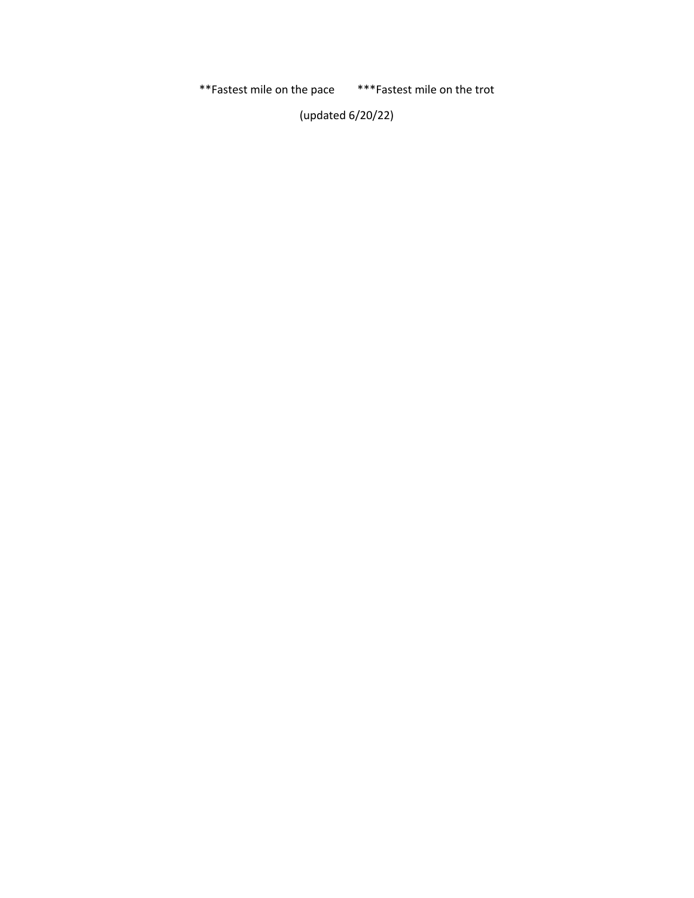**Fastest mile on the pace ***Fastest mile on the trot

(updated 6/20/22)